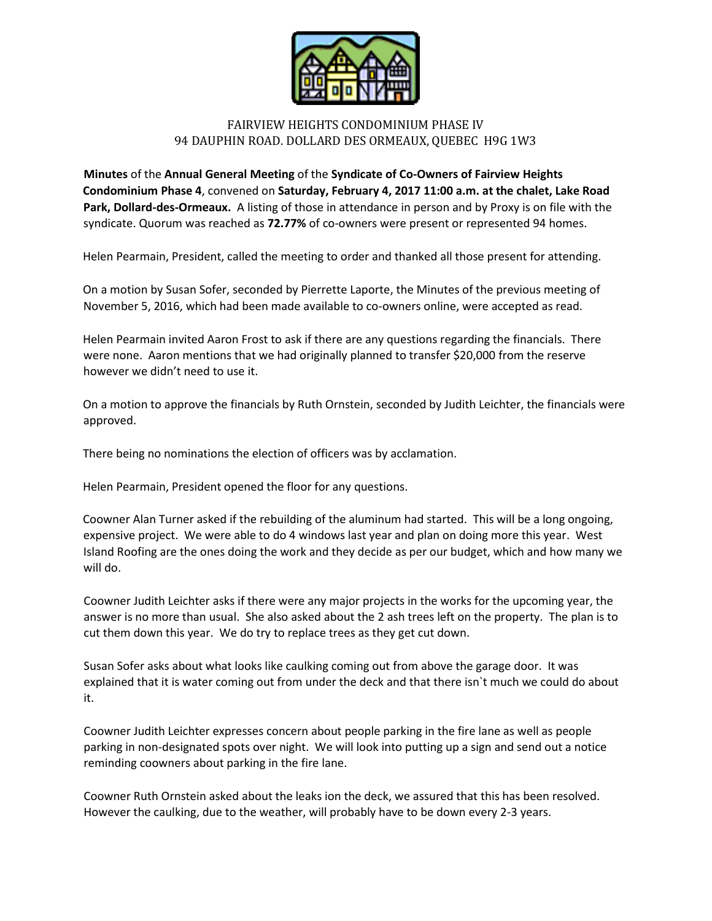FAIRVIEW HEIGHTS CONDOMINIUM PHASE IV
94 DAUPHIN ROAD. DOLLARD DES ORMEAUX, QUEBEC H9G 1W3

**Minutes** of the **Annual General Meeting** of the **Syndicate of Co-Owners of Fairview Heights Condominium Phase 4**, convened on **Saturday, February 4, 2017 11:00 a.m. at the chalet, Lake Road Park, Dollard-des-Ormeaux.** A listing of those in attendance in person and by Proxy is on file with the syndicate. Quorum was reached as **72.77%** of co-owners were present or represented 94 homes.

Helen Pearmain, President, called the meeting to order and thanked all those present for attending.

On a motion by Susan Sofer, seconded by Pierrette Laporte, the Minutes of the previous meeting of November 5, 2016, which had been made available to co-owners online, were accepted as read.

Helen Pearmain invited Aaron Frost to ask if there are any questions regarding the financials. There were none. Aaron mentions that we had originally planned to transfer $20,000 from the reserve however we didn't need to use it.

On a motion to approve the financials by Ruth Ornstein, seconded by Judith Leichter, the financials were approved.

There being no nominations the election of officers was by acclamation.

Helen Pearmain, President opened the floor for any questions.

Coowner Alan Turner asked if the rebuilding of the aluminum had started. This will be a long ongoing, expensive project. We were able to do 4 windows last year and plan on doing more this year. West Island Roofing are the ones doing the work and they decide as per our budget, which and how many we will do.

Coowner Judith Leichter asks if there were any major projects in the works for the upcoming year, the answer is no more than usual. She also asked about the 2 ash trees left on the property. The plan is to cut them down this year. We do try to replace trees as they get cut down.

Susan Sofer asks about what looks like caulking coming out from above the garage door. It was explained that it is water coming out from under the deck and that there isn`t much we could do about it.

Coowner Judith Leichter expresses concern about people parking in the fire lane as well as people parking in non-designated spots over night. We will look into putting up a sign and send out a notice reminding coowners about parking in the fire lane.

Coowner Ruth Ornstein asked about the leaks ion the deck, we assured that this has been resolved. However the caulking, due to the weather, will probably have to be down every 2-3 years.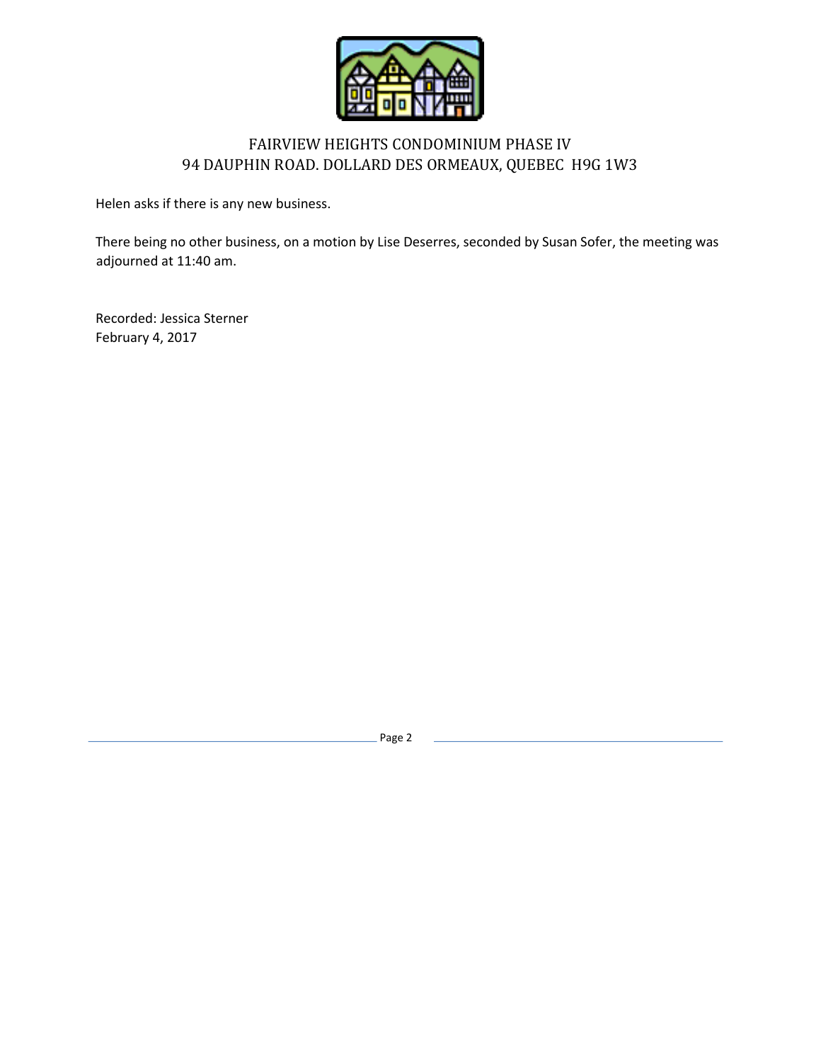FAIRVIEW HEIGHTS CONDOMINIUM PHASE IV
94 DAUPHIN ROAD. DOLLARD DES ORMEAUX, QUEBEC H9G 1W3

Helen asks if there is any new business.

There being no other business, on a motion by Lise Deserres, seconded by Susan Sofer, the meeting was adjourned at 11:40 am.

Recorded: Jessica Sterner
February 4, 2017